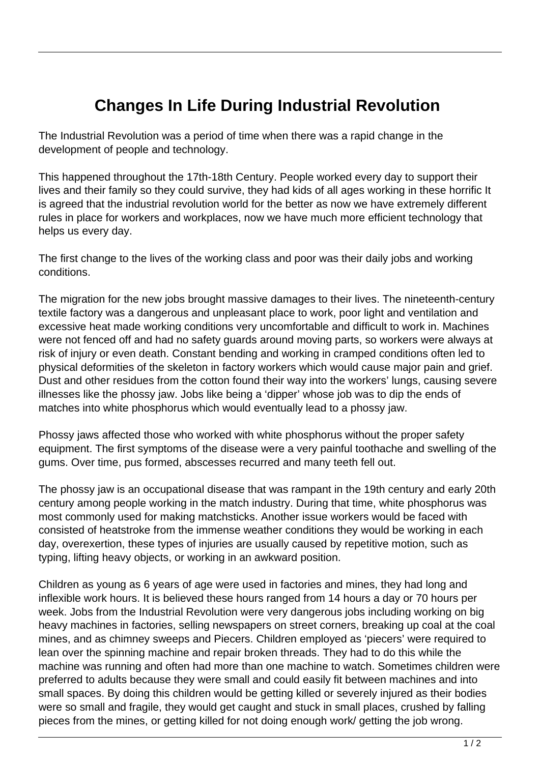# Changes In Life During Industrial Revolution

The Industrial Revolution was a period of time when there was a rapid change in the development of people and technology.

This happened throughout the 17th-18th Century. People worked every day to support their lives and their family so they could survive, they had kids of all ages working in these horrific It is agreed that the industrial revolution world for the better as now we have extremely different rules in place for workers and workplaces, now we have much more efficient technology that helps us every day.

The first change to the lives of the working class and poor was their daily jobs and working conditions.

The migration for the new jobs brought massive damages to their lives. The nineteenth-century textile factory was a dangerous and unpleasant place to work, poor light and ventilation and excessive heat made working conditions very uncomfortable and difficult to work in. Machines were not fenced off and had no safety guards around moving parts, so workers were always at risk of injury or even death. Constant bending and working in cramped conditions often led to physical deformities of the skeleton in factory workers which would cause major pain and grief. Dust and other residues from the cotton found their way into the workers' lungs, causing severe illnesses like the phossy jaw. Jobs like being a 'dipper' whose job was to dip the ends of matches into white phosphorus which would eventually lead to a phossy jaw.

Phossy jaws affected those who worked with white phosphorus without the proper safety equipment. The first symptoms of the disease were a very painful toothache and swelling of the gums. Over time, pus formed, abscesses recurred and many teeth fell out.

The phossy jaw is an occupational disease that was rampant in the 19th century and early 20th century among people working in the match industry. During that time, white phosphorus was most commonly used for making matchsticks. Another issue workers would be faced with consisted of heatstroke from the immense weather conditions they would be working in each day, overexertion, these types of injuries are usually caused by repetitive motion, such as typing, lifting heavy objects, or working in an awkward position.

Children as young as 6 years of age were used in factories and mines, they had long and inflexible work hours. It is believed these hours ranged from 14 hours a day or 70 hours per week. Jobs from the Industrial Revolution were very dangerous jobs including working on big heavy machines in factories, selling newspapers on street corners, breaking up coal at the coal mines, and as chimney sweeps and Piecers. Children employed as 'piecers' were required to lean over the spinning machine and repair broken threads. They had to do this while the machine was running and often had more than one machine to watch. Sometimes children were preferred to adults because they were small and could easily fit between machines and into small spaces. By doing this children would be getting killed or severely injured as their bodies were so small and fragile, they would get caught and stuck in small places, crushed by falling pieces from the mines, or getting killed for not doing enough work/ getting the job wrong.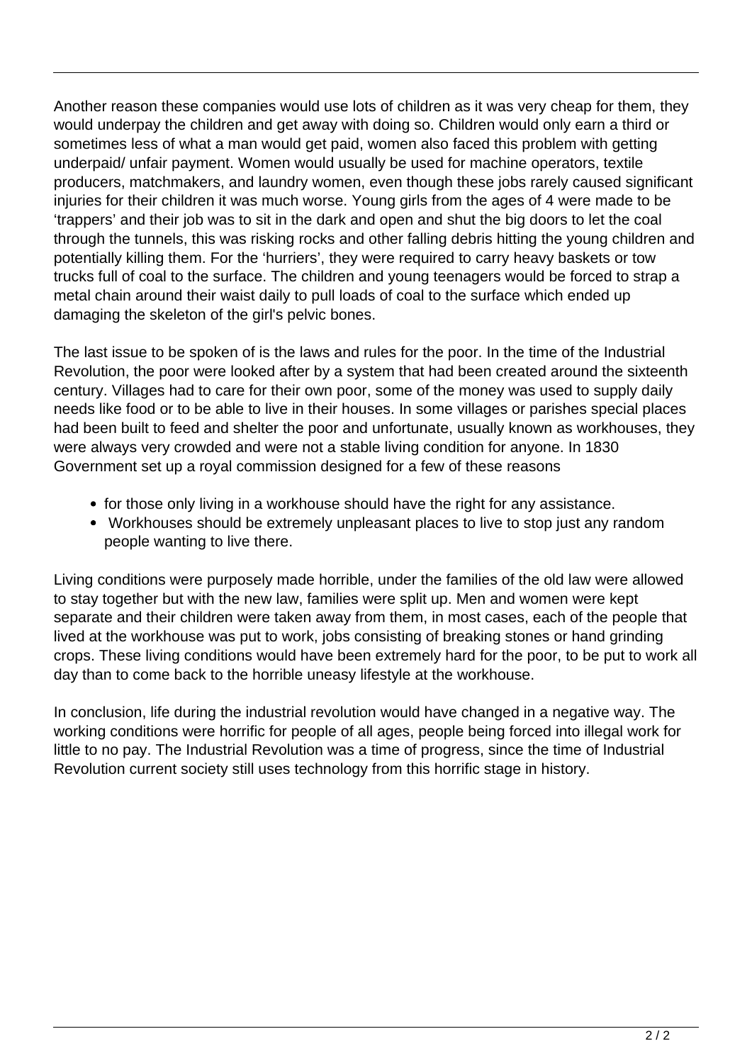Another reason these companies would use lots of children as it was very cheap for them, they would underpay the children and get away with doing so. Children would only earn a third or sometimes less of what a man would get paid, women also faced this problem with getting underpaid/ unfair payment. Women would usually be used for machine operators, textile producers, matchmakers, and laundry women, even though these jobs rarely caused significant injuries for their children it was much worse. Young girls from the ages of 4 were made to be 'trappers' and their job was to sit in the dark and open and shut the big doors to let the coal through the tunnels, this was risking rocks and other falling debris hitting the young children and potentially killing them. For the 'hurriers', they were required to carry heavy baskets or tow trucks full of coal to the surface. The children and young teenagers would be forced to strap a metal chain around their waist daily to pull loads of coal to the surface which ended up damaging the skeleton of the girl's pelvic bones.

The last issue to be spoken of is the laws and rules for the poor. In the time of the Industrial Revolution, the poor were looked after by a system that had been created around the sixteenth century. Villages had to care for their own poor, some of the money was used to supply daily needs like food or to be able to live in their houses. In some villages or parishes special places had been built to feed and shelter the poor and unfortunate, usually known as workhouses, they were always very crowded and were not a stable living condition for anyone. In 1830 Government set up a royal commission designed for a few of these reasons

- for those only living in a workhouse should have the right for any assistance.
- Workhouses should be extremely unpleasant places to live to stop just any random people wanting to live there.

Living conditions were purposely made horrible, under the families of the old law were allowed to stay together but with the new law, families were split up. Men and women were kept separate and their children were taken away from them, in most cases, each of the people that lived at the workhouse was put to work, jobs consisting of breaking stones or hand grinding crops. These living conditions would have been extremely hard for the poor, to be put to work all day than to come back to the horrible uneasy lifestyle at the workhouse.

In conclusion, life during the industrial revolution would have changed in a negative way. The working conditions were horrific for people of all ages, people being forced into illegal work for little to no pay. The Industrial Revolution was a time of progress, since the time of Industrial Revolution current society still uses technology from this horrific stage in history.